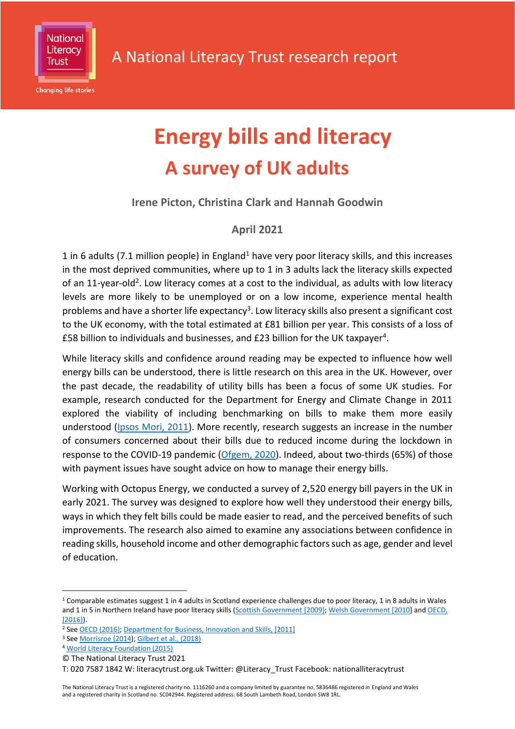A National Literacy Trust research report

# Energy bills and literacy

## A survey of UK adults

**Irene Picton, Christina Clark and Hannah Goodwin**

**April 2021**

1 in 6 adults (7.1 million people) in England[1] have very poor literacy skills, and this increases in the most deprived communities, where up to 1 in 3 adults lack the literacy skills expected of an 11-year-old[2]. Low literacy comes at a cost to the individual, as adults with low literacy levels are more likely to be unemployed or on a low income, experience mental health problems and have a shorter life expectancy[3]. Low literacy skills also present a significant cost to the UK economy, with the total estimated at £81 billion per year. This consists of a loss of £58 billion to individuals and businesses, and £23 billion for the UK taxpayer[4].

While literacy skills and confidence around reading may be expected to influence how well energy bills can be understood, there is little research on this area in the UK. However, over the past decade, the readability of utility bills has been a focus of some UK studies. For example, research conducted for the Department for Energy and Climate Change in 2011 explored the viability of including benchmarking on bills to make them more easily understood (Ipsos Mori, 2011). More recently, research suggests an increase in the number of consumers concerned about their bills due to reduced income during the lockdown in response to the COVID-19 pandemic (Ofgem, 2020). Indeed, about two-thirds (65%) of those with payment issues have sought advice on how to manage their energy bills.

Working with Octopus Energy, we conducted a survey of 2,520 energy bill payers in the UK in early 2021. The survey was designed to explore how well they understood their energy bills, ways in which they felt bills could be made easier to read, and the perceived benefits of such improvements. The research also aimed to examine any associations between confidence in reading skills, household income and other demographic factors such as age, gender and level of education.

[1] Comparable estimates suggest 1 in 4 adults in Scotland experience challenges due to poor literacy, 1 in 8 adults in Wales and 1 in 5 in Northern Ireland have poor literacy skills (Scottish Government [2009]; Welsh Government [2010] and OECD, [2016]).

[2] See OECD (2016); Department for Business, Innovation and Skills, [2011]

[3] See Morrisroe (2014); Gilbert et al., (2018)

[4] World Literacy Foundation (2015)

© The National Literacy Trust 2021

T: 020 7587 1842 W: literacytrust.org.uk Twitter: @Literacy_Trust Facebook: nationalliteracytrust

The National Literacy Trust is a registered charity no. 1116260 and a company limited by guarantee no. 5836486 registered in England and Wales and a registered charity in Scotland no. SC042944. Registered address: 68 South Lambeth Road, London SW8 1RL.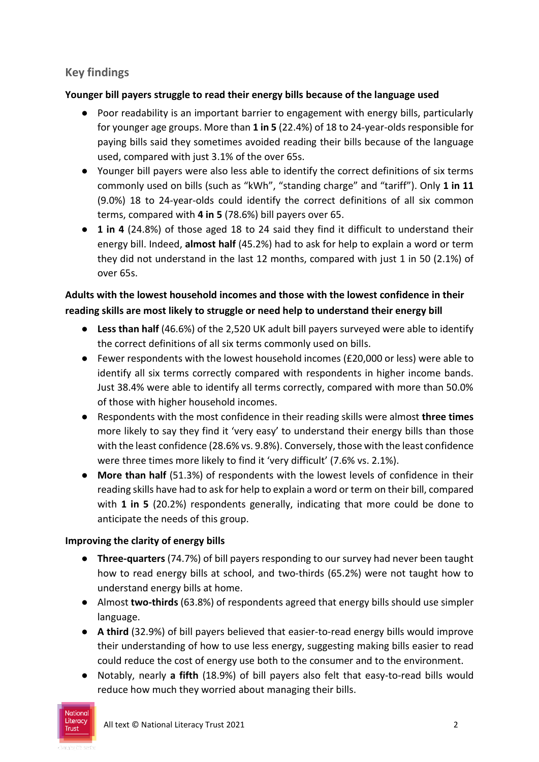## Key findings

**Younger bill payers struggle to read their energy bills because of the language used**

- Poor readability is an important barrier to engagement with energy bills, particularly for younger age groups. More than **1 in 5** (22.4%) of 18 to 24-year-olds responsible for paying bills said they sometimes avoided reading their bills because of the language used, compared with just 3.1% of the over 65s.
- Younger bill payers were also less able to identify the correct definitions of six terms commonly used on bills (such as "kWh", "standing charge" and "tariff"). Only **1 in 11** (9.0%) 18 to 24-year-olds could identify the correct definitions of all six common terms, compared with **4 in 5** (78.6%) bill payers over 65.
- **1 in 4** (24.8%) of those aged 18 to 24 said they find it difficult to understand their energy bill. Indeed, **almost half** (45.2%) had to ask for help to explain a word or term they did not understand in the last 12 months, compared with just 1 in 50 (2.1%) of over 65s.

**Adults with the lowest household incomes and those with the lowest confidence in their reading skills are most likely to struggle or need help to understand their energy bill**

- **Less than half** (46.6%) of the 2,520 UK adult bill payers surveyed were able to identify the correct definitions of all six terms commonly used on bills.
- Fewer respondents with the lowest household incomes (£20,000 or less) were able to identify all six terms correctly compared with respondents in higher income bands. Just 38.4% were able to identify all terms correctly, compared with more than 50.0% of those with higher household incomes.
- Respondents with the most confidence in their reading skills were almost **three times** more likely to say they find it 'very easy' to understand their energy bills than those with the least confidence (28.6% vs. 9.8%). Conversely, those with the least confidence were three times more likely to find it 'very difficult' (7.6% vs. 2.1%).
- **More than half** (51.3%) of respondents with the lowest levels of confidence in their reading skills have had to ask for help to explain a word or term on their bill, compared with **1 in 5** (20.2%) respondents generally, indicating that more could be done to anticipate the needs of this group.

**Improving the clarity of energy bills**

- **Three-quarters** (74.7%) of bill payers responding to our survey had never been taught how to read energy bills at school, and two-thirds (65.2%) were not taught how to understand energy bills at home.
- Almost **two-thirds** (63.8%) of respondents agreed that energy bills should use simpler language.
- **A third** (32.9%) of bill payers believed that easier-to-read energy bills would improve their understanding of how to use less energy, suggesting making bills easier to read could reduce the cost of energy use both to the consumer and to the environment.
- Notably, nearly **a fifth** (18.9%) of bill payers also felt that easy-to-read bills would reduce how much they worried about managing their bills.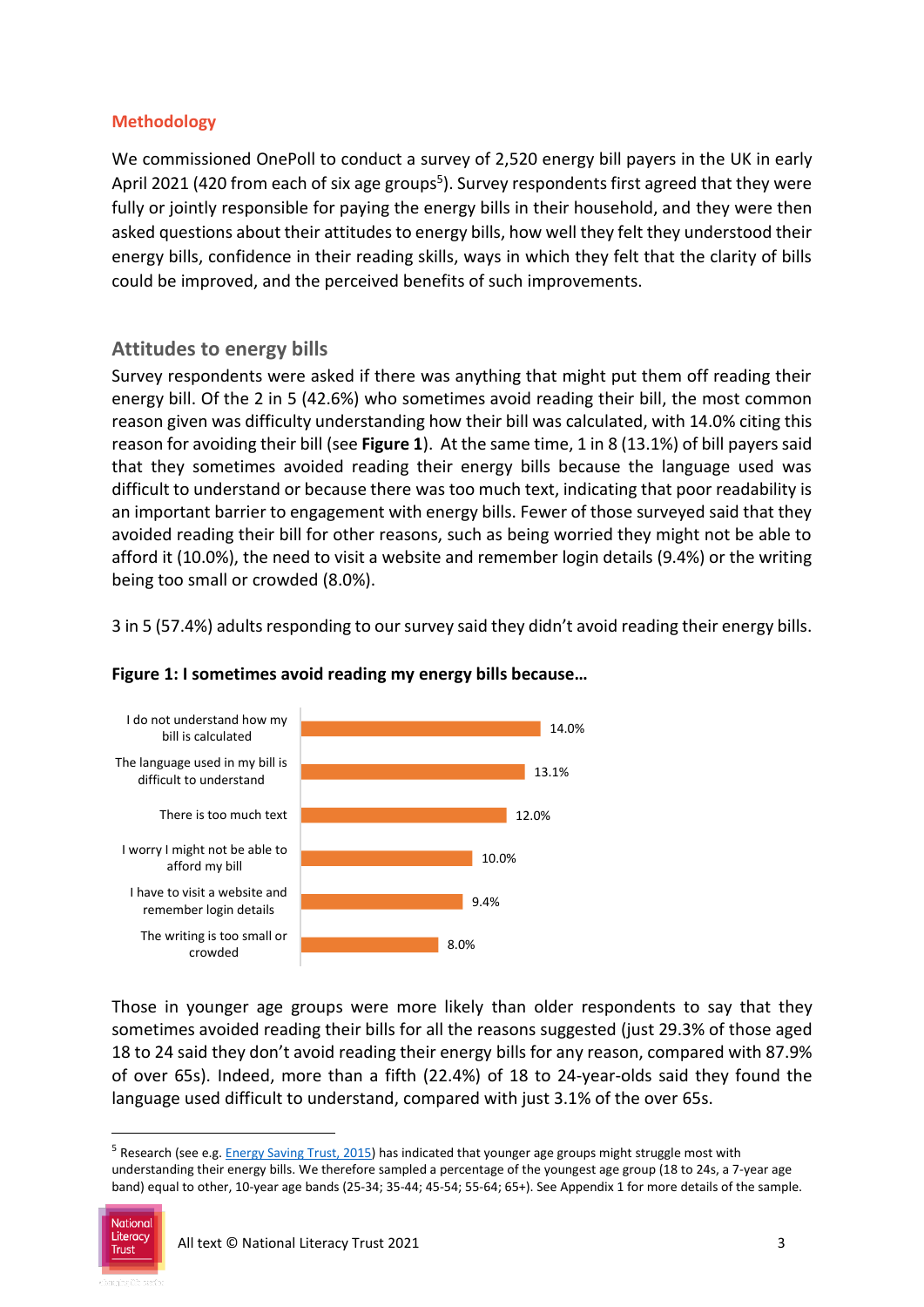## Methodology

We commissioned OnePoll to conduct a survey of 2,520 energy bill payers in the UK in early April 2021 (420 from each of six age groups[5]). Survey respondents first agreed that they were fully or jointly responsible for paying the energy bills in their household, and they were then asked questions about their attitudes to energy bills, how well they felt they understood their energy bills, confidence in their reading skills, ways in which they felt that the clarity of bills could be improved, and the perceived benefits of such improvements.

## Attitudes to energy bills

Survey respondents were asked if there was anything that might put them off reading their energy bill. Of the 2 in 5 (42.6%) who sometimes avoid reading their bill, the most common reason given was difficulty understanding how their bill was calculated, with 14.0% citing this reason for avoiding their bill (see **Figure 1**). At the same time, 1 in 8 (13.1%) of bill payers said that they sometimes avoided reading their energy bills because the language used was difficult to understand or because there was too much text, indicating that poor readability is an important barrier to engagement with energy bills. Fewer of those surveyed said that they avoided reading their bill for other reasons, such as being worried they might not be able to afford it (10.0%), the need to visit a website and remember login details (9.4%) or the writing being too small or crowded (8.0%).

3 in 5 (57.4%) adults responding to our survey said they didn't avoid reading their energy bills.

**Figure 1: I sometimes avoid reading my energy bills because…**

| Reason | % |
|---|---|
| I do not understand how my bill is calculated | 14.0% |
| The language used in my bill is difficult to understand | 13.1% |
| There is too much text | 12.0% |
| I worry I might not be able to afford my bill | 10.0% |
| I have to visit a website and remember login details | 9.4% |
| The writing is too small or crowded | 8.0% |

Those in younger age groups were more likely than older respondents to say that they sometimes avoided reading their bills for all the reasons suggested (just 29.3% of those aged 18 to 24 said they don't avoid reading their energy bills for any reason, compared with 87.9% of over 65s). Indeed, more than a fifth (22.4%) of 18 to 24-year-olds said they found the language used difficult to understand, compared with just 3.1% of the over 65s.

[5] Research (see e.g. Energy Saving Trust, 2015) has indicated that younger age groups might struggle most with understanding their energy bills. We therefore sampled a percentage of the youngest age group (18 to 24s, a 7-year age band) equal to other, 10-year age bands (25-34; 35-44; 45-54; 55-64; 65+). See Appendix 1 for more details of the sample.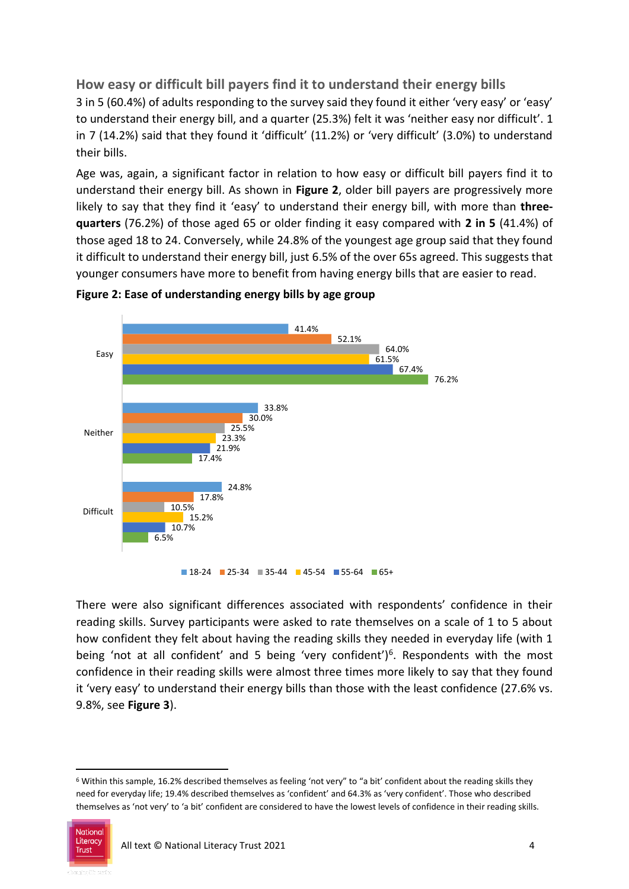## How easy or difficult bill payers find it to understand their energy bills

3 in 5 (60.4%) of adults responding to the survey said they found it either 'very easy' or 'easy' to understand their energy bill, and a quarter (25.3%) felt it was 'neither easy nor difficult'. 1 in 7 (14.2%) said that they found it 'difficult' (11.2%) or 'very difficult' (3.0%) to understand their bills.

Age was, again, a significant factor in relation to how easy or difficult bill payers find it to understand their energy bill. As shown in **Figure 2**, older bill payers are progressively more likely to say that they find it 'easy' to understand their energy bill, with more than **three-quarters** (76.2%) of those aged 65 or older finding it easy compared with **2 in 5** (41.4%) of those aged 18 to 24. Conversely, while 24.8% of the youngest age group said that they found it difficult to understand their energy bill, just 6.5% of the over 65s agreed. This suggests that younger consumers have more to benefit from having energy bills that are easier to read.

**Figure 2: Ease of understanding energy bills by age group**

| | 18-24 | 25-34 | 35-44 | 45-54 | 55-64 | 65+ |
|---|---|---|---|---|---|---|
| Easy | 41.4% | 52.1% | 64.0% | 61.5% | 67.4% | 76.2% |
| Neither | 33.8% | 30.0% | 25.5% | 23.3% | 21.9% | 17.4% |
| Difficult | 24.8% | 17.8% | 10.5% | 15.2% | 10.7% | 6.5% |

There were also significant differences associated with respondents' confidence in their reading skills. Survey participants were asked to rate themselves on a scale of 1 to 5 about how confident they felt about having the reading skills they needed in everyday life (with 1 being 'not at all confident' and 5 being 'very confident')[6]. Respondents with the most confidence in their reading skills were almost three times more likely to say that they found it 'very easy' to understand their energy bills than those with the least confidence (27.6% vs. 9.8%, see **Figure 3**).

[6] Within this sample, 16.2% described themselves as feeling 'not very" to "a bit' confident about the reading skills they need for everyday life; 19.4% described themselves as 'confident' and 64.3% as 'very confident'. Those who described themselves as 'not very' to 'a bit' confident are considered to have the lowest levels of confidence in their reading skills.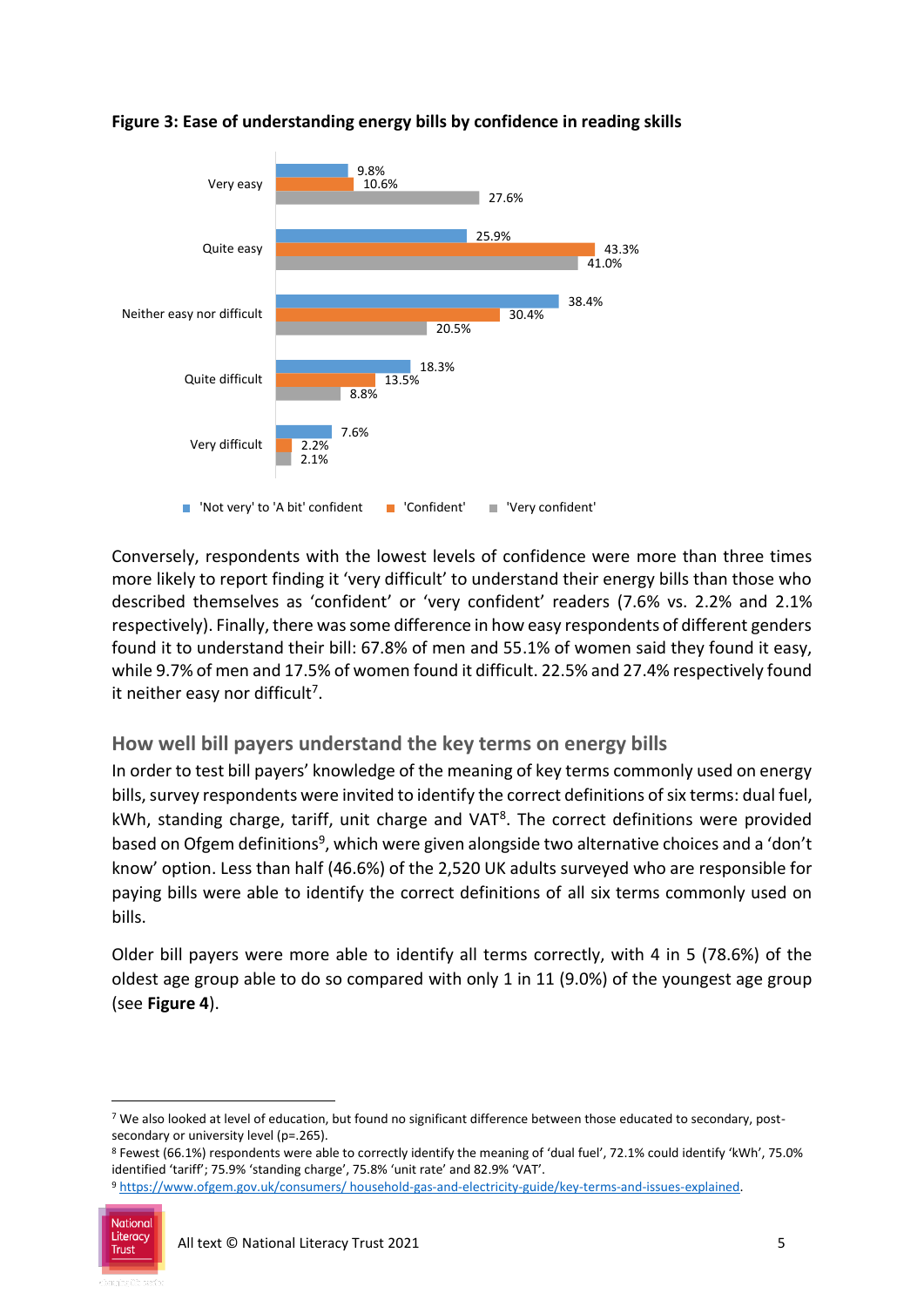**Figure 3: Ease of understanding energy bills by confidence in reading skills**

| | 'Not very' to 'A bit' confident | 'Confident' | 'Very confident' |
|---|---|---|---|
| Very easy | 9.8% | 10.6% | 27.6% |
| Quite easy | 25.9% | 43.3% | 41.0% |
| Neither easy nor difficult | 38.4% | 30.4% | 20.5% |
| Quite difficult | 18.3% | 13.5% | 8.8% |
| Very difficult | 7.6% | 2.2% | 2.1% |

Conversely, respondents with the lowest levels of confidence were more than three times more likely to report finding it 'very difficult' to understand their energy bills than those who described themselves as 'confident' or 'very confident' readers (7.6% vs. 2.2% and 2.1% respectively). Finally, there was some difference in how easy respondents of different genders found it to understand their bill: 67.8% of men and 55.1% of women said they found it easy, while 9.7% of men and 17.5% of women found it difficult. 22.5% and 27.4% respectively found it neither easy nor difficult[7].

## How well bill payers understand the key terms on energy bills

In order to test bill payers' knowledge of the meaning of key terms commonly used on energy bills, survey respondents were invited to identify the correct definitions of six terms: dual fuel, kWh, standing charge, tariff, unit charge and VAT[8]. The correct definitions were provided based on Ofgem definitions[9], which were given alongside two alternative choices and a 'don't know' option. Less than half (46.6%) of the 2,520 UK adults surveyed who are responsible for paying bills were able to identify the correct definitions of all six terms commonly used on bills.

Older bill payers were more able to identify all terms correctly, with 4 in 5 (78.6%) of the oldest age group able to do so compared with only 1 in 11 (9.0%) of the youngest age group (see **Figure 4**).

[7] We also looked at level of education, but found no significant difference between those educated to secondary, post-secondary or university level (p=.265).

[8] Fewest (66.1%) respondents were able to correctly identify the meaning of 'dual fuel', 72.1% could identify 'kWh', 75.0% identified 'tariff'; 75.9% 'standing charge', 75.8% 'unit rate' and 82.9% 'VAT'.

[9] https://www.ofgem.gov.uk/consumers/ household-gas-and-electricity-guide/key-terms-and-issues-explained.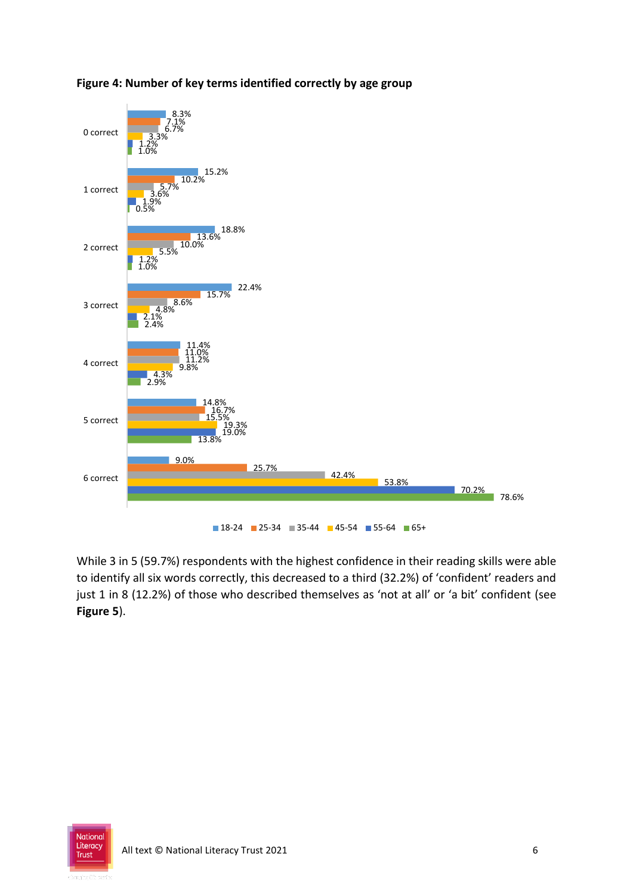**Figure 4: Number of key terms identified correctly by age group**

| | 18-24 | 25-34 | 35-44 | 45-54 | 55-64 | 65+ |
|---|---|---|---|---|---|---|
| 0 correct | 8.3% | 7.1% | 6.7% | 3.3% | 1.2% | 1.0% |
| 1 correct | 15.2% | 10.2% | 5.7% | 3.6% | 1.9% | 0.5% |
| 2 correct | 18.8% | 13.6% | 10.0% | 5.5% | 1.2% | 1.0% |
| 3 correct | 22.4% | 15.7% | 8.6% | 4.8% | 2.1% | 2.4% |
| 4 correct | 11.4% | 11.0% | 11.2% | 9.8% | 4.3% | 2.9% |
| 5 correct | 14.8% | 16.7% | 15.5% | 19.3% | 19.0% | 13.8% |
| 6 correct | 9.0% | 25.7% | 42.4% | 53.8% | 70.2% | 78.6% |

While 3 in 5 (59.7%) respondents with the highest confidence in their reading skills were able to identify all six words correctly, this decreased to a third (32.2%) of 'confident' readers and just 1 in 8 (12.2%) of those who described themselves as 'not at all' or 'a bit' confident (see **Figure 5**).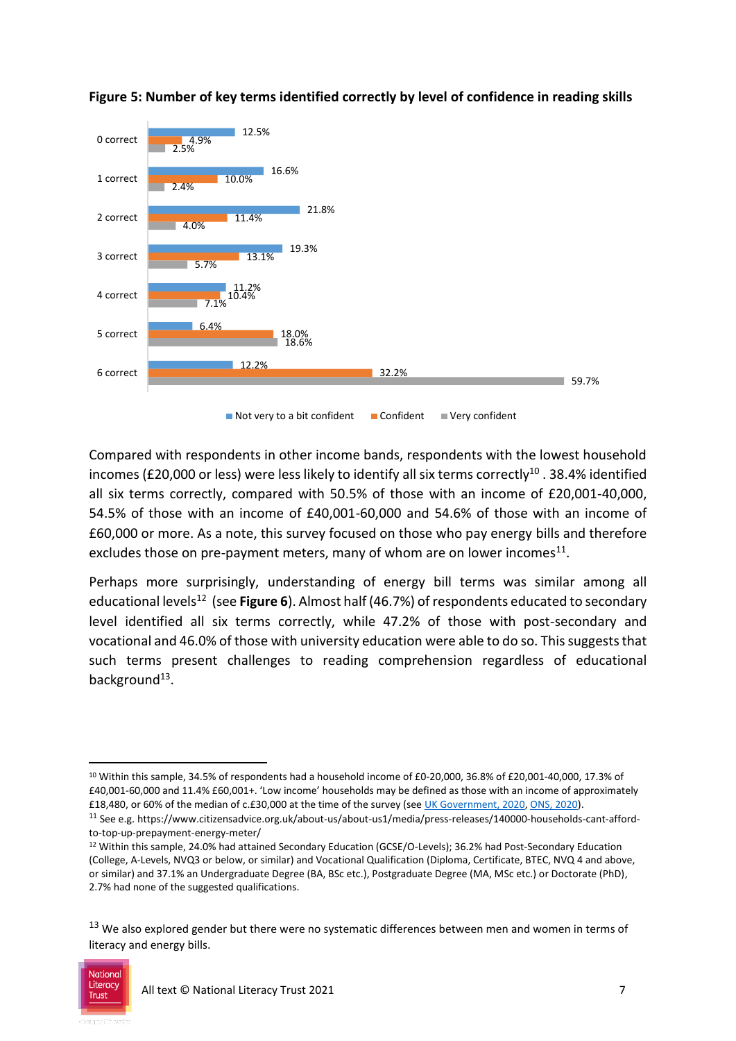**Figure 5: Number of key terms identified correctly by level of confidence in reading skills**

| | Not very to a bit confident | Confident | Very confident |
|---|---|---|---|
| 0 correct | 12.5% | 4.9% | 2.5% |
| 1 correct | 16.6% | 10.0% | 2.4% |
| 2 correct | 21.8% | 11.4% | 4.0% |
| 3 correct | 19.3% | 13.1% | 5.7% |
| 4 correct | 11.2% | 10.4% | 7.1% |
| 5 correct | 6.4% | 18.0% | 18.6% |
| 6 correct | 12.2% | 32.2% | 59.7% |

Compared with respondents in other income bands, respondents with the lowest household incomes (£20,000 or less) were less likely to identify all six terms correctly[10] . 38.4% identified all six terms correctly, compared with 50.5% of those with an income of £20,001-40,000, 54.5% of those with an income of £40,001-60,000 and 54.6% of those with an income of £60,000 or more. As a note, this survey focused on those who pay energy bills and therefore excludes those on pre-payment meters, many of whom are on lower incomes[11].

Perhaps more surprisingly, understanding of energy bill terms was similar among all educational levels[12] (see **Figure 6**). Almost half (46.7%) of respondents educated to secondary level identified all six terms correctly, while 47.2% of those with post-secondary and vocational and 46.0% of those with university education were able to do so. This suggests that such terms present challenges to reading comprehension regardless of educational background[13].

---

[10] Within this sample, 34.5% of respondents had a household income of £0-20,000, 36.8% of £20,001-40,000, 17.3% of £40,001-60,000 and 11.4% £60,001+. 'Low income' households may be defined as those with an income of approximately £18,480, or 60% of the median of c.£30,000 at the time of the survey (see UK Government, 2020, ONS, 2020).

[11] See e.g. https://www.citizensadvice.org.uk/about-us/about-us1/media/press-releases/140000-households-cant-afford-to-top-up-prepayment-energy-meter/

[12] Within this sample, 24.0% had attained Secondary Education (GCSE/O-Levels); 36.2% had Post-Secondary Education (College, A-Levels, NVQ3 or below, or similar) and Vocational Qualification (Diploma, Certificate, BTEC, NVQ 4 and above, or similar) and 37.1% an Undergraduate Degree (BA, BSc etc.), Postgraduate Degree (MA, MSc etc.) or Doctorate (PhD), 2.7% had none of the suggested qualifications.

[13] We also explored gender but there were no systematic differences between men and women in terms of literacy and energy bills.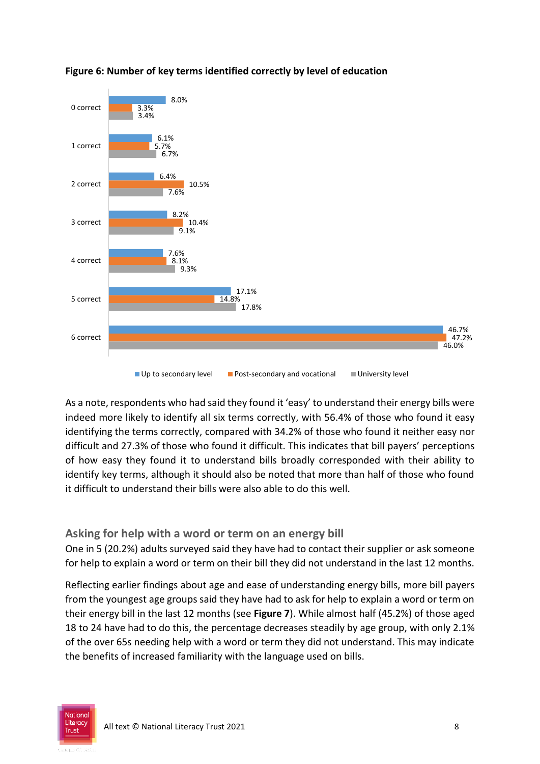**Figure 6: Number of key terms identified correctly by level of education**

| | Up to secondary level | Post-secondary and vocational | University level |
|---|---|---|---|
| 0 correct | 8.0% | 3.3% | 3.4% |
| 1 correct | 6.1% | 5.7% | 6.7% |
| 2 correct | 6.4% | 10.5% | 7.6% |
| 3 correct | 8.2% | 10.4% | 9.1% |
| 4 correct | 7.6% | 8.1% | 9.3% |
| 5 correct | 17.1% | 14.8% | 17.8% |
| 6 correct | 46.7% | 47.2% | 46.0% |

As a note, respondents who had said they found it 'easy' to understand their energy bills were indeed more likely to identify all six terms correctly, with 56.4% of those who found it easy identifying the terms correctly, compared with 34.2% of those who found it neither easy nor difficult and 27.3% of those who found it difficult. This indicates that bill payers' perceptions of how easy they found it to understand bills broadly corresponded with their ability to identify key terms, although it should also be noted that more than half of those who found it difficult to understand their bills were also able to do this well.

## Asking for help with a word or term on an energy bill

One in 5 (20.2%) adults surveyed said they have had to contact their supplier or ask someone for help to explain a word or term on their bill they did not understand in the last 12 months.

Reflecting earlier findings about age and ease of understanding energy bills, more bill payers from the youngest age groups said they have had to ask for help to explain a word or term on their energy bill in the last 12 months (see **Figure 7**). While almost half (45.2%) of those aged 18 to 24 have had to do this, the percentage decreases steadily by age group, with only 2.1% of the over 65s needing help with a word or term they did not understand. This may indicate the benefits of increased familiarity with the language used on bills.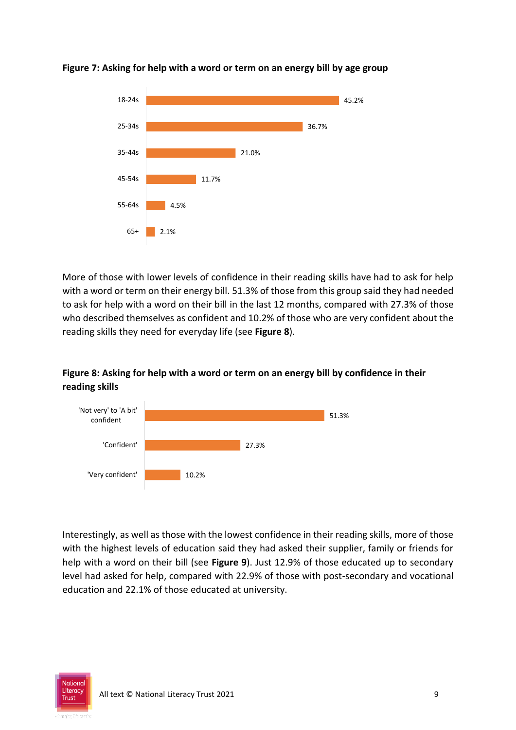**Figure 7: Asking for help with a word or term on an energy bill by age group**

| Age group | % |
|---|---|
| 18-24s | 45.2% |
| 25-34s | 36.7% |
| 35-44s | 21.0% |
| 45-54s | 11.7% |
| 55-64s | 4.5% |
| 65+ | 2.1% |

More of those with lower levels of confidence in their reading skills have had to ask for help with a word or term on their energy bill. 51.3% of those from this group said they had needed to ask for help with a word on their bill in the last 12 months, compared with 27.3% of those who described themselves as confident and 10.2% of those who are very confident about the reading skills they need for everyday life (see **Figure 8**).

**Figure 8: Asking for help with a word or term on an energy bill by confidence in their reading skills**

| Confidence | % |
|---|---|
| 'Not very' to 'A bit' confident | 51.3% |
| 'Confident' | 27.3% |
| 'Very confident' | 10.2% |

Interestingly, as well as those with the lowest confidence in their reading skills, more of those with the highest levels of education said they had asked their supplier, family or friends for help with a word on their bill (see **Figure 9**). Just 12.9% of those educated up to secondary level had asked for help, compared with 22.9% of those with post-secondary and vocational education and 22.1% of those educated at university.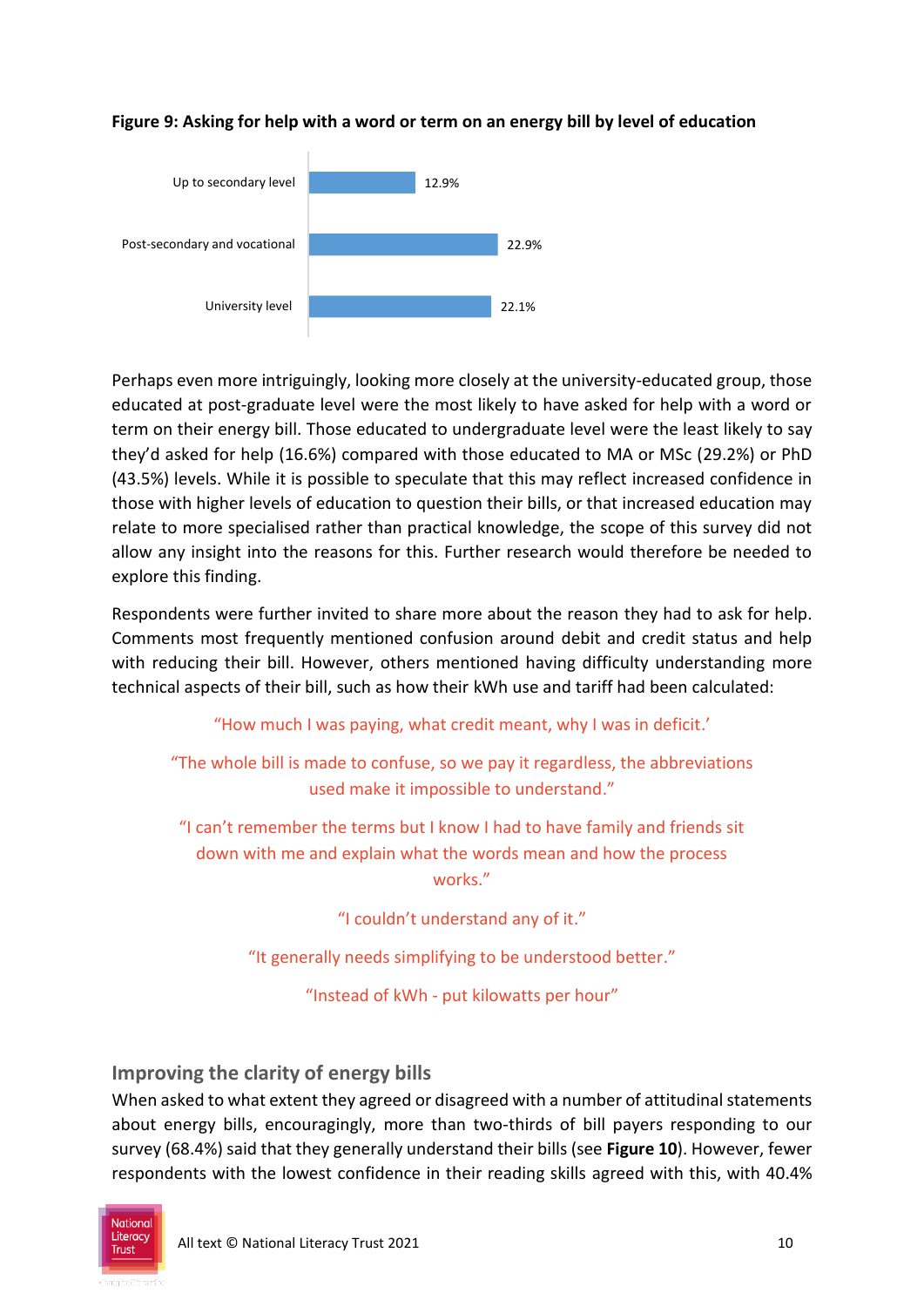**Figure 9: Asking for help with a word or term on an energy bill by level of education**

| Level of education | % |
| --- | --- |
| Up to secondary level | 12.9% |
| Post-secondary and vocational | 22.9% |
| University level | 22.1% |

Perhaps even more intriguingly, looking more closely at the university-educated group, those educated at post-graduate level were the most likely to have asked for help with a word or term on their energy bill. Those educated to undergraduate level were the least likely to say they'd asked for help (16.6%) compared with those educated to MA or MSc (29.2%) or PhD (43.5%) levels. While it is possible to speculate that this may reflect increased confidence in those with higher levels of education to question their bills, or that increased education may relate to more specialised rather than practical knowledge, the scope of this survey did not allow any insight into the reasons for this. Further research would therefore be needed to explore this finding.

Respondents were further invited to share more about the reason they had to ask for help. Comments most frequently mentioned confusion around debit and credit status and help with reducing their bill. However, others mentioned having difficulty understanding more technical aspects of their bill, such as how their kWh use and tariff had been calculated:

> "How much I was paying, what credit meant, why I was in deficit.'
>
> "The whole bill is made to confuse, so we pay it regardless, the abbreviations used make it impossible to understand."
>
> "I can't remember the terms but I know I had to have family and friends sit down with me and explain what the words mean and how the process works."
>
> "I couldn't understand any of it."
>
> "It generally needs simplifying to be understood better."
>
> "Instead of kWh - put kilowatts per hour"

## Improving the clarity of energy bills

When asked to what extent they agreed or disagreed with a number of attitudinal statements about energy bills, encouragingly, more than two-thirds of bill payers responding to our survey (68.4%) said that they generally understand their bills (see **Figure 10**). However, fewer respondents with the lowest confidence in their reading skills agreed with this, with 40.4%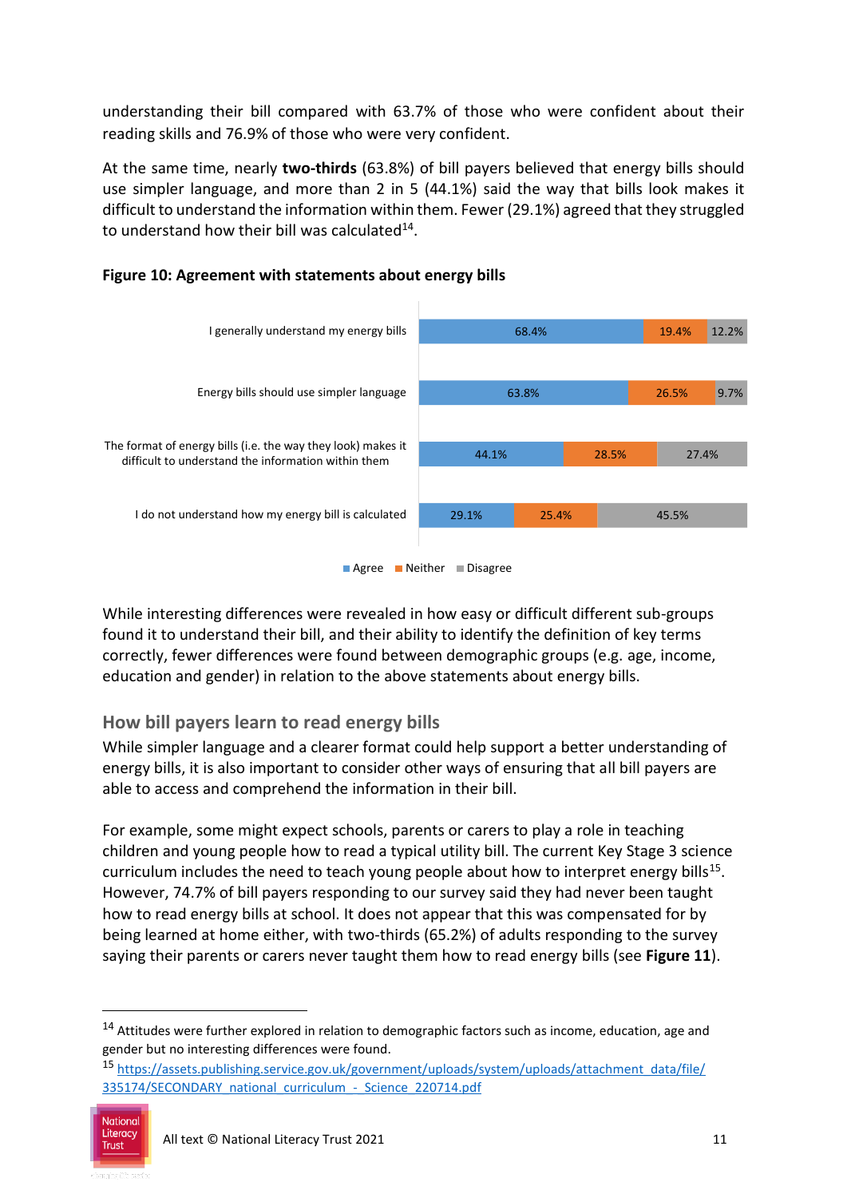understanding their bill compared with 63.7% of those who were confident about their reading skills and 76.9% of those who were very confident.

At the same time, nearly **two-thirds** (63.8%) of bill payers believed that energy bills should use simpler language, and more than 2 in 5 (44.1%) said the way that bills look makes it difficult to understand the information within them. Fewer (29.1%) agreed that they struggled to understand how their bill was calculated[14].

**Figure 10: Agreement with statements about energy bills**

| Statement | Agree | Neither | Disagree |
|---|---|---|---|
| I generally understand my energy bills | 68.4% | 19.4% | 12.2% |
| Energy bills should use simpler language | 63.8% | 26.5% | 9.7% |
| The format of energy bills (i.e. the way they look) makes it difficult to understand the information within them | 44.1% | 28.5% | 27.4% |
| I do not understand how my energy bill is calculated | 29.1% | 25.4% | 45.5% |

While interesting differences were revealed in how easy or difficult different sub-groups found it to understand their bill, and their ability to identify the definition of key terms correctly, fewer differences were found between demographic groups (e.g. age, income, education and gender) in relation to the above statements about energy bills.

## How bill payers learn to read energy bills

While simpler language and a clearer format could help support a better understanding of energy bills, it is also important to consider other ways of ensuring that all bill payers are able to access and comprehend the information in their bill.

For example, some might expect schools, parents or carers to play a role in teaching children and young people how to read a typical utility bill. The current Key Stage 3 science curriculum includes the need to teach young people about how to interpret energy bills[15]. However, 74.7% of bill payers responding to our survey said they had never been taught how to read energy bills at school. It does not appear that this was compensated for by being learned at home either, with two-thirds (65.2%) of adults responding to the survey saying their parents or carers never taught them how to read energy bills (see **Figure 11**).

---

[14] Attitudes were further explored in relation to demographic factors such as income, education, age and gender but no interesting differences were found.

[15] https://assets.publishing.service.gov.uk/government/uploads/system/uploads/attachment_data/file/335174/SECONDARY_national_curriculum_-_Science_220714.pdf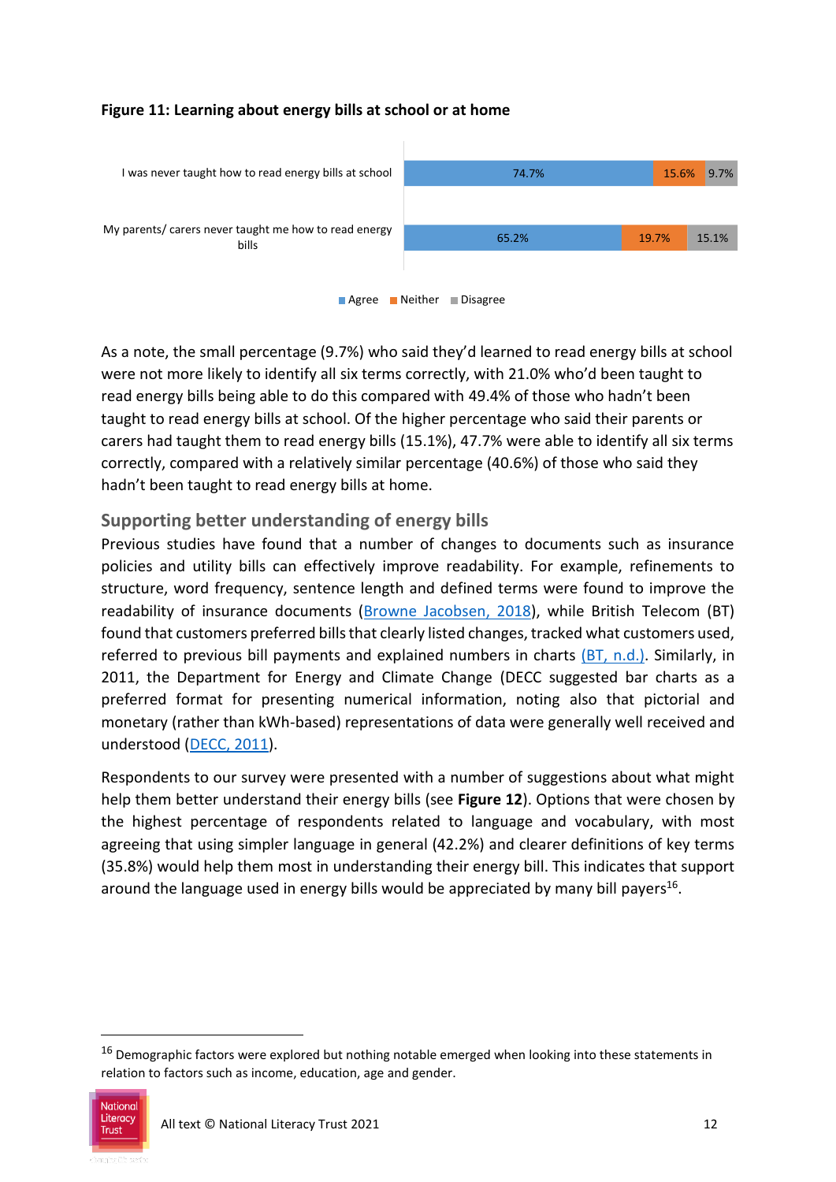**Figure 11: Learning about energy bills at school or at home**

| | Agree | Neither | Disagree |
|---|---|---|---|
| I was never taught how to read energy bills at school | 74.7% | 15.6% | 9.7% |
| My parents/ carers never taught me how to read energy bills | 65.2% | 19.7% | 15.1% |

As a note, the small percentage (9.7%) who said they'd learned to read energy bills at school were not more likely to identify all six terms correctly, with 21.0% who'd been taught to read energy bills being able to do this compared with 49.4% of those who hadn't been taught to read energy bills at school. Of the higher percentage who said their parents or carers had taught them to read energy bills (15.1%), 47.7% were able to identify all six terms correctly, compared with a relatively similar percentage (40.6%) of those who said they hadn't been taught to read energy bills at home.

## Supporting better understanding of energy bills

Previous studies have found that a number of changes to documents such as insurance policies and utility bills can effectively improve readability. For example, refinements to structure, word frequency, sentence length and defined terms were found to improve the readability of insurance documents (Browne Jacobsen, 2018), while British Telecom (BT) found that customers preferred bills that clearly listed changes, tracked what customers used, referred to previous bill payments and explained numbers in charts (BT, n.d.). Similarly, in 2011, the Department for Energy and Climate Change (DECC suggested bar charts as a preferred format for presenting numerical information, noting also that pictorial and monetary (rather than kWh-based) representations of data were generally well received and understood (DECC, 2011).

Respondents to our survey were presented with a number of suggestions about what might help them better understand their energy bills (see **Figure 12**). Options that were chosen by the highest percentage of respondents related to language and vocabulary, with most agreeing that using simpler language in general (42.2%) and clearer definitions of key terms (35.8%) would help them most in understanding their energy bill. This indicates that support around the language used in energy bills would be appreciated by many bill payers[16].

[16] Demographic factors were explored but nothing notable emerged when looking into these statements in relation to factors such as income, education, age and gender.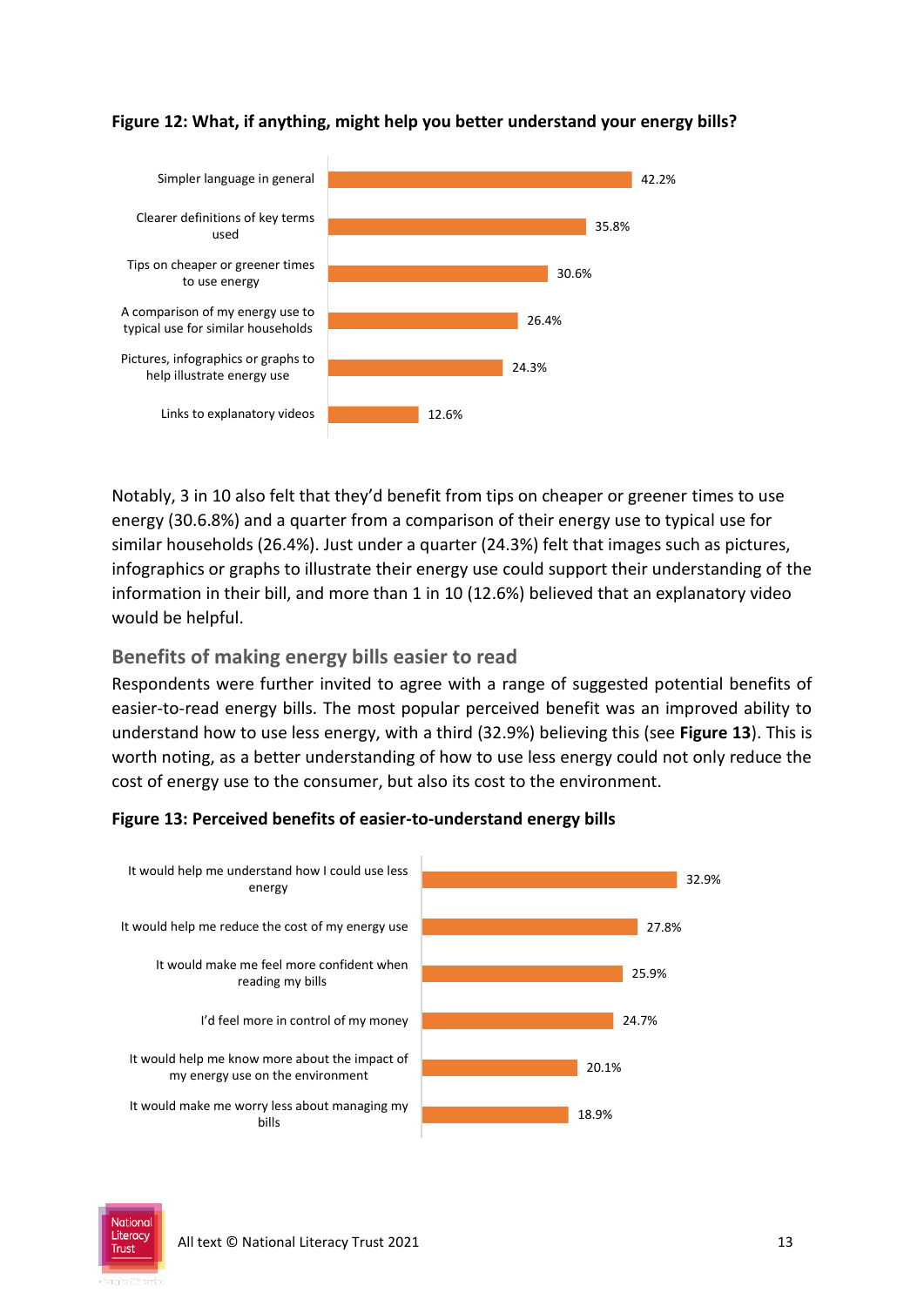**Figure 12: What, if anything, might help you better understand your energy bills?**

| Response | % |
|---|---|
| Simpler language in general | 42.2% |
| Clearer definitions of key terms used | 35.8% |
| Tips on cheaper or greener times to use energy | 30.6% |
| A comparison of my energy use to typical use for similar households | 26.4% |
| Pictures, infographics or graphs to help illustrate energy use | 24.3% |
| Links to explanatory videos | 12.6% |

Notably, 3 in 10 also felt that they'd benefit from tips on cheaper or greener times to use energy (30.6.8%) and a quarter from a comparison of their energy use to typical use for similar households (26.4%). Just under a quarter (24.3%) felt that images such as pictures, infographics or graphs to illustrate their energy use could support their understanding of the information in their bill, and more than 1 in 10 (12.6%) believed that an explanatory video would be helpful.

## Benefits of making energy bills easier to read

Respondents were further invited to agree with a range of suggested potential benefits of easier-to-read energy bills. The most popular perceived benefit was an improved ability to understand how to use less energy, with a third (32.9%) believing this (see **Figure 13**). This is worth noting, as a better understanding of how to use less energy could not only reduce the cost of energy use to the consumer, but also its cost to the environment.

**Figure 13: Perceived benefits of easier-to-understand energy bills**

| Benefit | % |
|---|---|
| It would help me understand how I could use less energy | 32.9% |
| It would help me reduce the cost of my energy use | 27.8% |
| It would make me feel more confident when reading my bills | 25.9% |
| I'd feel more in control of my money | 24.7% |
| It would help me know more about the impact of my energy use on the environment | 20.1% |
| It would make me worry less about managing my bills | 18.9% |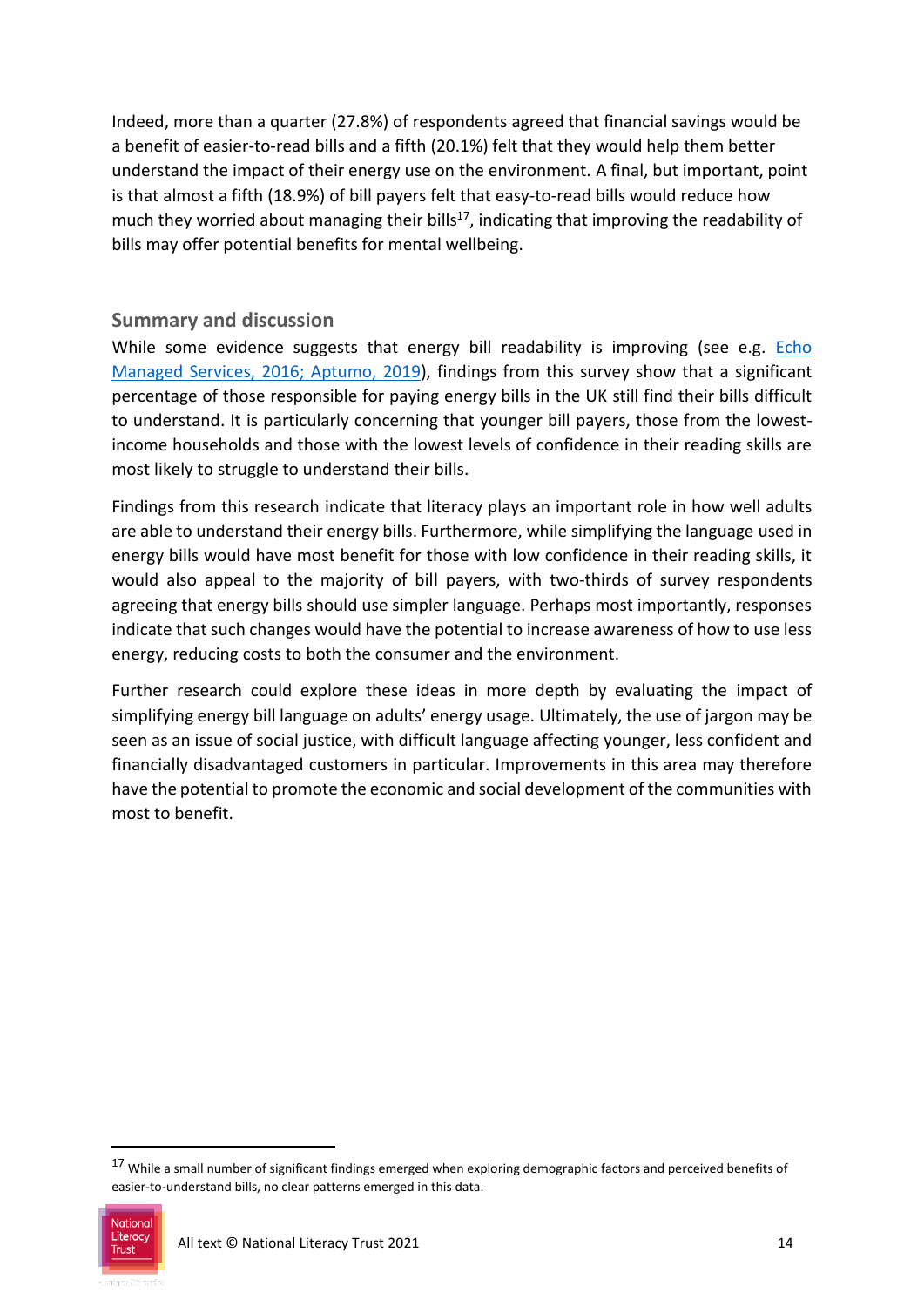Indeed, more than a quarter (27.8%) of respondents agreed that financial savings would be a benefit of easier-to-read bills and a fifth (20.1%) felt that they would help them better understand the impact of their energy use on the environment. A final, but important, point is that almost a fifth (18.9%) of bill payers felt that easy-to-read bills would reduce how much they worried about managing their bills[17], indicating that improving the readability of bills may offer potential benefits for mental wellbeing.

### Summary and discussion

While some evidence suggests that energy bill readability is improving (see e.g. [Echo Managed Services, 2016; Aptumo, 2019](#)), findings from this survey show that a significant percentage of those responsible for paying energy bills in the UK still find their bills difficult to understand. It is particularly concerning that younger bill payers, those from the lowest-income households and those with the lowest levels of confidence in their reading skills are most likely to struggle to understand their bills.

Findings from this research indicate that literacy plays an important role in how well adults are able to understand their energy bills. Furthermore, while simplifying the language used in energy bills would have most benefit for those with low confidence in their reading skills, it would also appeal to the majority of bill payers, with two-thirds of survey respondents agreeing that energy bills should use simpler language. Perhaps most importantly, responses indicate that such changes would have the potential to increase awareness of how to use less energy, reducing costs to both the consumer and the environment.

Further research could explore these ideas in more depth by evaluating the impact of simplifying energy bill language on adults' energy usage. Ultimately, the use of jargon may be seen as an issue of social justice, with difficult language affecting younger, less confident and financially disadvantaged customers in particular. Improvements in this area may therefore have the potential to promote the economic and social development of the communities with most to benefit.

---

[17] While a small number of significant findings emerged when exploring demographic factors and perceived benefits of easier-to-understand bills, no clear patterns emerged in this data.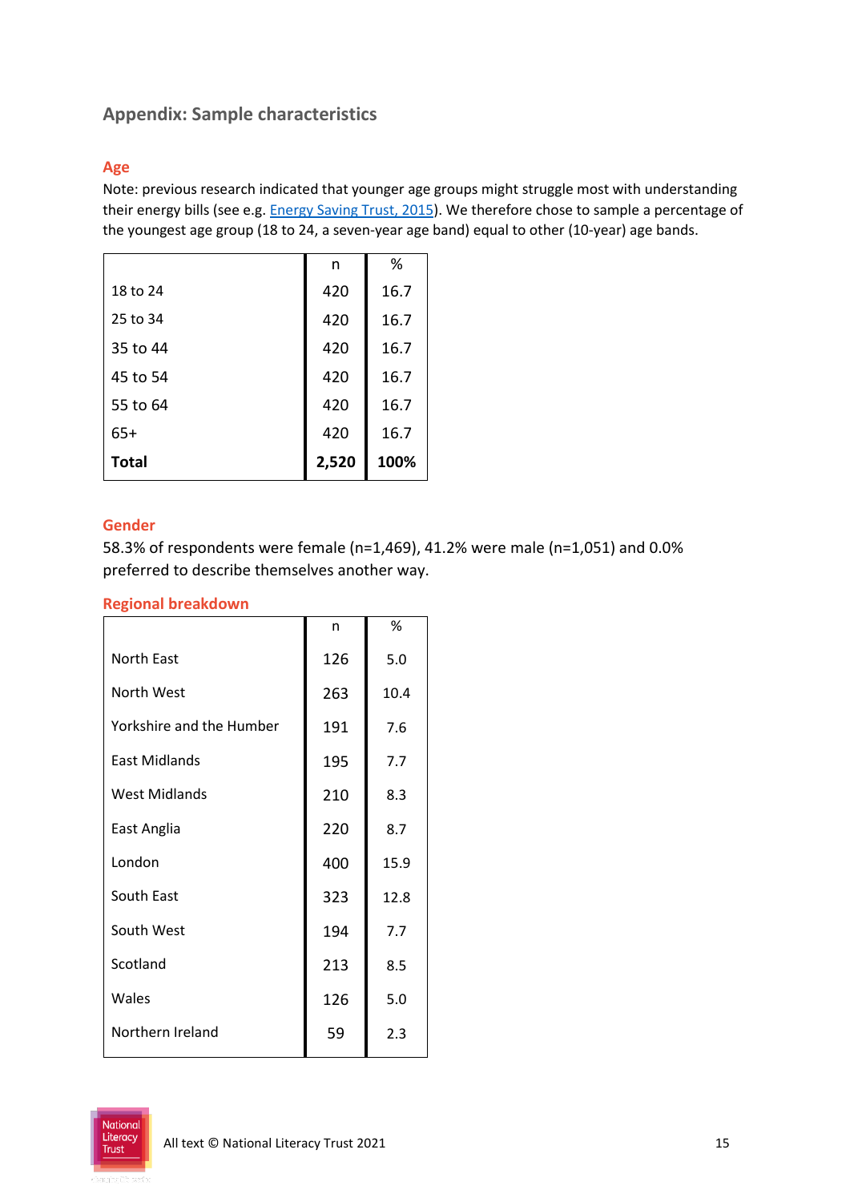## Appendix: Sample characteristics

### Age

Note: previous research indicated that younger age groups might struggle most with understanding their energy bills (see e.g. Energy Saving Trust, 2015). We therefore chose to sample a percentage of the youngest age group (18 to 24, a seven-year age band) equal to other (10-year) age bands.

| | n | % |
|---|---|---|
| 18 to 24 | 420 | 16.7 |
| 25 to 34 | 420 | 16.7 |
| 35 to 44 | 420 | 16.7 |
| 45 to 54 | 420 | 16.7 |
| 55 to 64 | 420 | 16.7 |
| 65+ | 420 | 16.7 |
| **Total** | **2,520** | **100%** |

### Gender

58.3% of respondents were female (n=1,469), 41.2% were male (n=1,051) and 0.0% preferred to describe themselves another way.

### Regional breakdown

| | n | % |
|---|---|---|
| North East | 126 | 5.0 |
| North West | 263 | 10.4 |
| Yorkshire and the Humber | 191 | 7.6 |
| East Midlands | 195 | 7.7 |
| West Midlands | 210 | 8.3 |
| East Anglia | 220 | 8.7 |
| London | 400 | 15.9 |
| South East | 323 | 12.8 |
| South West | 194 | 7.7 |
| Scotland | 213 | 8.5 |
| Wales | 126 | 5.0 |
| Northern Ireland | 59 | 2.3 |

All text © National Literacy Trust 2021